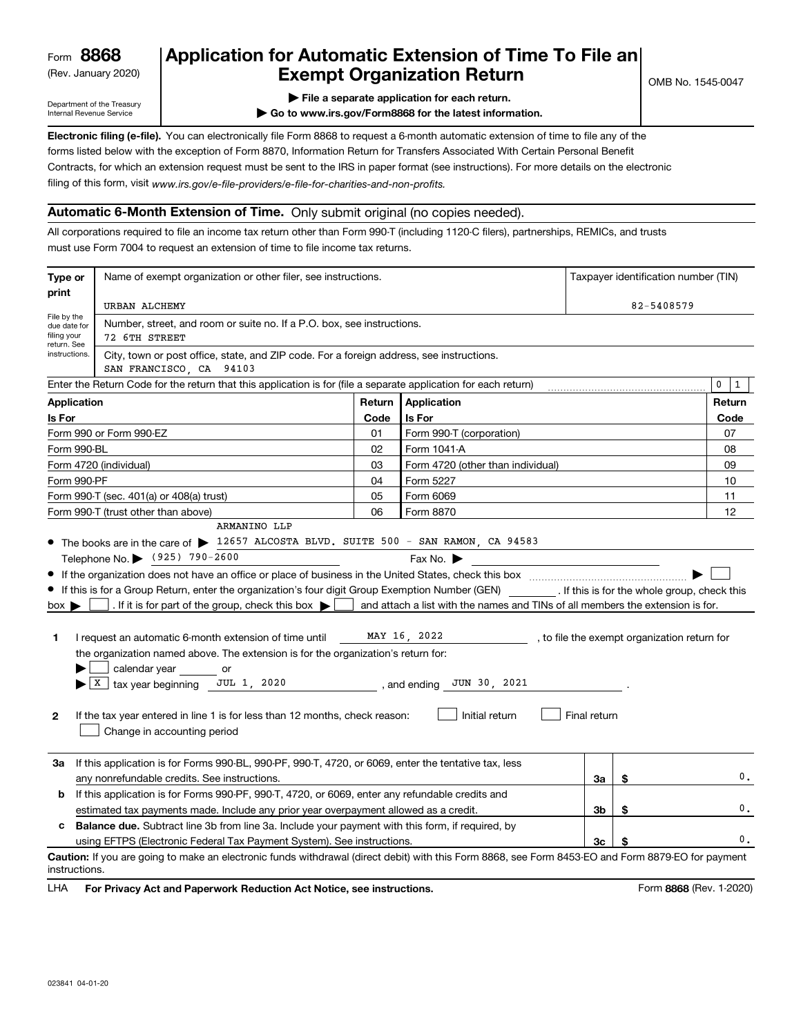Form **8868**
(Rev. January 2020)
Department of the Treasury
Internal Revenue Service

# Application for Automatic Extension of Time To File an Exempt Organization Return

▶ File a separate application for each return.
▶ Go to www.irs.gov/Form8868 for the latest information.

OMB No. 1545-0047

**Electronic filing (e-file).** You can electronically file Form 8868 to request a 6-month automatic extension of time to file any of the forms listed below with the exception of Form 8870, Information Return for Transfers Associated With Certain Personal Benefit Contracts, for which an extension request must be sent to the IRS in paper format (see instructions). For more details on the electronic filing of this form, visit *www.irs.gov/e-file-providers/e-file-for-charities-and-non-profits.*

## Automatic 6-Month Extension of Time. Only submit original (no copies needed).

All corporations required to file an income tax return other than Form 990-T (including 1120-C filers), partnerships, REMICs, and trusts must use Form 7004 to request an extension of time to file income tax returns.

**Type or print** — File by the due date for filing your return. See instructions.

Name of exempt organization or other filer, see instructions: URBAN ALCHEMY

Taxpayer identification number (TIN): 82-5408579

Number, street, and room or suite no. If a P.O. box, see instructions: 72 6TH STREET

City, town or post office, state, and ZIP code. For a foreign address, see instructions: SAN FRANCISCO, CA 94103

Enter the Return Code for the return that this application is for (file a separate application for each return): 0 1

| Application Is For | Return Code | Application Is For | Return Code |
|---|---|---|---|
| Form 990 or Form 990-EZ | 01 | Form 990-T (corporation) | 07 |
| Form 990-BL | 02 | Form 1041-A | 08 |
| Form 4720 (individual) | 03 | Form 4720 (other than individual) | 09 |
| Form 990-PF | 04 | Form 5227 | 10 |
| Form 990-T (sec. 401(a) or 408(a) trust) | 05 | Form 6069 | 11 |
| Form 990-T (trust other than above) | 06 | Form 8870 | 12 |

- The books are in the care of ▶ ARMANINO LLP 12657 ALCOSTA BLVD. SUITE 500 - SAN RAMON, CA 94583
  Telephone No. ▶ (925) 790-2600 Fax No. ▶
- If the organization does not have an office or place of business in the United States, check this box ▶ ☐
- If this is for a Group Return, enter the organization's four digit Group Exemption Number (GEN) ________ . If this is for the whole group, check this box ▶ ☐ . If it is for part of the group, check this box ▶ ☐ and attach a list with the names and TINs of all members the extension is for.

**1** I request an automatic 6-month extension of time until MAY 16, 2022 , to file the exempt organization return for the organization named above. The extension is for the organization's return for:
▶ ☐ calendar year ______ or
▶ ☒ tax year beginning JUL 1, 2020 , and ending JUN 30, 2021 .

**2** If the tax year entered in line 1 is for less than 12 months, check reason: ☐ Initial return ☐ Final return ☐ Change in accounting period

| | | | |
|---|---|---|---|
| **3a** | If this application is for Forms 990-BL, 990-PF, 990-T, 4720, or 6069, enter the tentative tax, less any nonrefundable credits. See instructions. | 3a | $ 0. |
| **b** | If this application is for Forms 990-PF, 990-T, 4720, or 6069, enter any refundable credits and estimated tax payments made. Include any prior year overpayment allowed as a credit. | 3b | $ 0. |
| **c** | **Balance due.** Subtract line 3b from line 3a. Include your payment with this form, if required, by using EFTPS (Electronic Federal Tax Payment System). See instructions. | 3c | $ 0. |

**Caution:** If you are going to make an electronic funds withdrawal (direct debit) with this Form 8868, see Form 8453-EO and Form 8879-EO for payment instructions.

LHA **For Privacy Act and Paperwork Reduction Act Notice, see instructions.** Form **8868** (Rev. 1-2020)

023841 04-01-20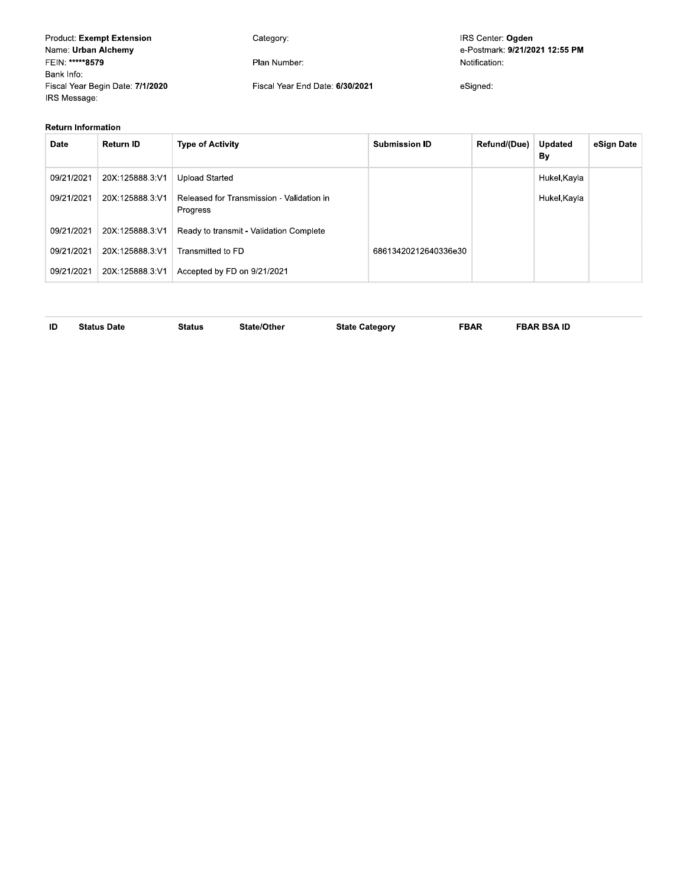Product: **Exempt Extension**
Name: **Urban Alchemy**
FEIN: **\*\*\*\*\*8579**
Bank Info:
Fiscal Year Begin Date: **7/1/2020**
IRS Message:

Category:

Plan Number:

Fiscal Year End Date: **6/30/2021**

IRS Center: **Ogden**
e-Postmark: **9/21/2021 12:55 PM**
Notification:

eSigned:

**Return Information**

| Date | Return ID | Type of Activity | Submission ID | Refund/(Due) | Updated By | eSign Date |
|---|---|---|---|---|---|---|
| 09/21/2021 | 20X:125888.3:V1 | Upload Started | | | Hukel,Kayla | |
| 09/21/2021 | 20X:125888.3:V1 | Released for Transmission - Validation in Progress | | | Hukel,Kayla | |
| 09/21/2021 | 20X:125888.3:V1 | Ready to transmit - Validation Complete | | | | |
| 09/21/2021 | 20X:125888.3:V1 | Transmitted to FD | 68613420212640336e30 | | | |
| 09/21/2021 | 20X:125888.3:V1 | Accepted by FD on 9/21/2021 | | | | |

| ID | Status Date | Status | State/Other | State Category | FBAR | FBAR BSA ID |
|---|---|---|---|---|---|---|